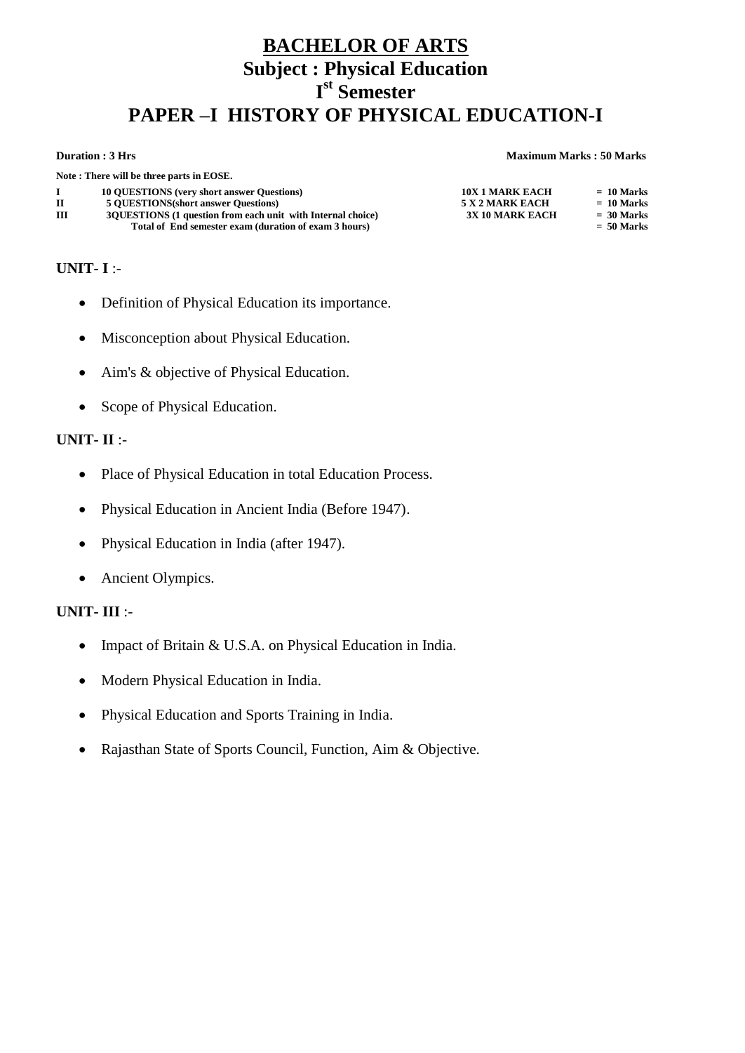# BACHELOR OF ARTS

## Subject : Physical Education

## I$^{st}$ Semester

## PAPER –I HISTORY OF PHYSICAL EDUCATION-I

**Duration : 3 Hrs** **Maximum Marks : 50 Marks**

**Note : There will be three parts in EOSE.**

| | | | |
|---|---|---|---|
| **I** | **10 QUESTIONS (very short answer Questions)** | **10X 1 MARK EACH** | **= 10 Marks** |
| **II** | **5 QUESTIONS(short answer Questions)** | **5 X 2 MARK EACH** | **= 10 Marks** |
| **III** | **3QUESTIONS (1 question from each unit with Internal choice)** | **3X 10 MARK EACH** | **= 30 Marks** |
| | **Total of End semester exam (duration of exam 3 hours)** | | **= 50 Marks** |

**UNIT- I** :-

- Definition of Physical Education its importance.
- Misconception about Physical Education.
- Aim's & objective of Physical Education.
- Scope of Physical Education.

**UNIT- II** :-

- Place of Physical Education in total Education Process.
- Physical Education in Ancient India (Before 1947).
- Physical Education in India (after 1947).
- Ancient Olympics.

**UNIT- III** :-

- Impact of Britain & U.S.A. on Physical Education in India.
- Modern Physical Education in India.
- Physical Education and Sports Training in India.
- Rajasthan State of Sports Council, Function, Aim & Objective.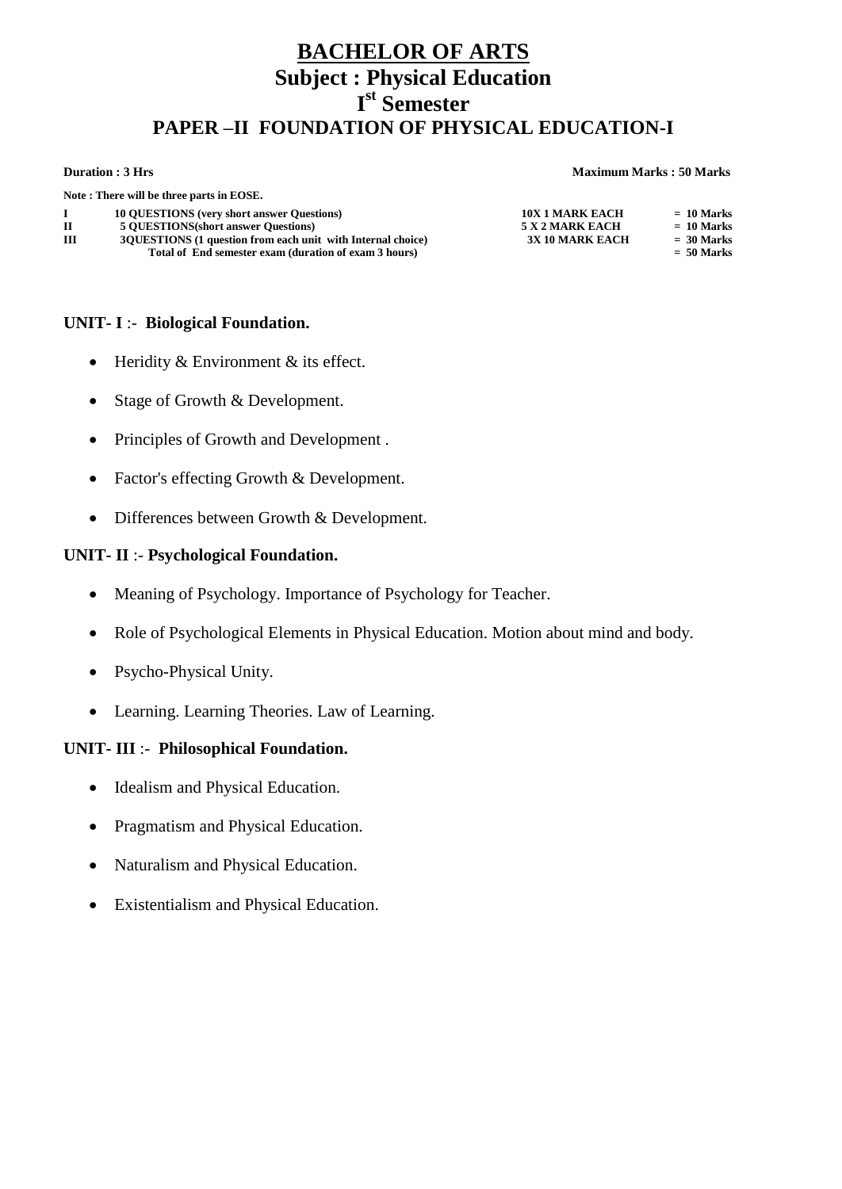# BACHELOR OF ARTS

## Subject : Physical Education

## I$^{st}$ Semester

## PAPER –II FOUNDATION OF PHYSICAL EDUCATION-I

**Duration : 3 Hrs** **Maximum Marks : 50 Marks**

**Note : There will be three parts in EOSE.**

| | | | |
|---|---|---|---|
| **I** | **10 QUESTIONS (very short answer Questions)** | **10X 1 MARK EACH** | **= 10 Marks** |
| **II** | **5 QUESTIONS(short answer Questions)** | **5 X 2 MARK EACH** | **= 10 Marks** |
| **III** | **3QUESTIONS (1 question from each unit with Internal choice)** | **3X 10 MARK EACH** | **= 30 Marks** |
| | **Total of End semester exam (duration of exam 3 hours)** | | **= 50 Marks** |

**UNIT- I** :- **Biological Foundation.**

- Heridity & Environment & its effect.
- Stage of Growth & Development.
- Principles of Growth and Development .
- Factor's effecting Growth & Development.
- Differences between Growth & Development.

**UNIT- II** :- **Psychological Foundation.**

- Meaning of Psychology. Importance of Psychology for Teacher.
- Role of Psychological Elements in Physical Education. Motion about mind and body.
- Psycho-Physical Unity.
- Learning. Learning Theories. Law of Learning.

**UNIT- III** :- **Philosophical Foundation.**

- Idealism and Physical Education.
- Pragmatism and Physical Education.
- Naturalism and Physical Education.
- Existentialism and Physical Education.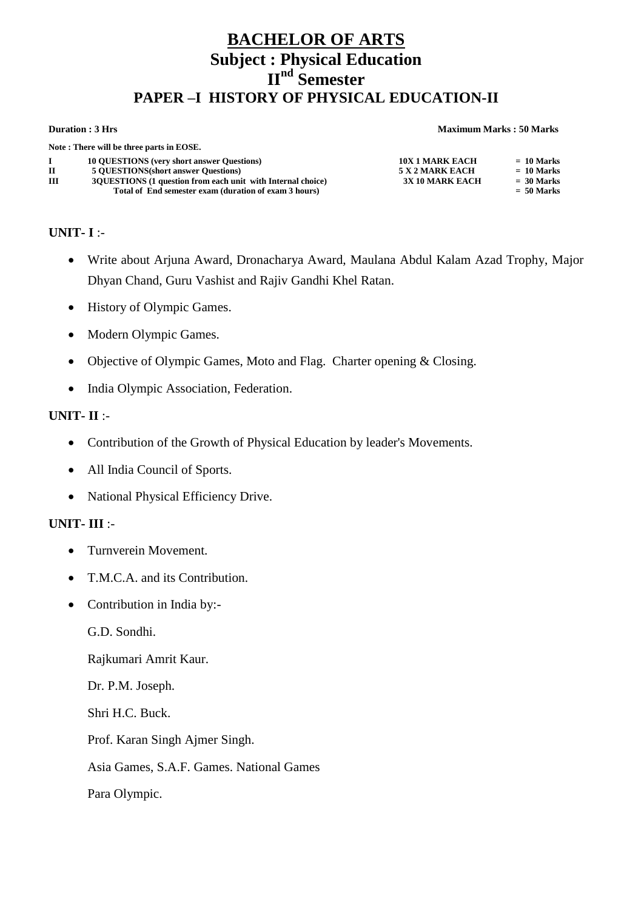# BACHELOR OF ARTS

## Subject : Physical Education

## II$^{nd}$ Semester

## PAPER –I HISTORY OF PHYSICAL EDUCATION-II

**Duration : 3 Hrs** **Maximum Marks : 50 Marks**

**Note : There will be three parts in EOSE.**

| | | | |
|---|---|---|---|
| **I** | **10 QUESTIONS (very short answer Questions)** | **10X 1 MARK EACH** | **= 10 Marks** |
| **II** | **5 QUESTIONS(short answer Questions)** | **5 X 2 MARK EACH** | **= 10 Marks** |
| **III** | **3QUESTIONS (1 question from each unit with Internal choice)** | **3X 10 MARK EACH** | **= 30 Marks** |
| | **Total of End semester exam (duration of exam 3 hours)** | | **= 50 Marks** |

**UNIT- I** :-

- Write about Arjuna Award, Dronacharya Award, Maulana Abdul Kalam Azad Trophy, Major Dhyan Chand, Guru Vashist and Rajiv Gandhi Khel Ratan.
- History of Olympic Games.
- Modern Olympic Games.
- Objective of Olympic Games, Moto and Flag. Charter opening & Closing.
- India Olympic Association, Federation.

**UNIT- II** :-

- Contribution of the Growth of Physical Education by leader's Movements.
- All India Council of Sports.
- National Physical Efficiency Drive.

**UNIT- III** :-

- Turnverein Movement.
- T.M.C.A. and its Contribution.
- Contribution in India by:-

  G.D. Sondhi.

  Rajkumari Amrit Kaur.

  Dr. P.M. Joseph.

  Shri H.C. Buck.

  Prof. Karan Singh Ajmer Singh.

  Asia Games, S.A.F. Games. National Games

  Para Olympic.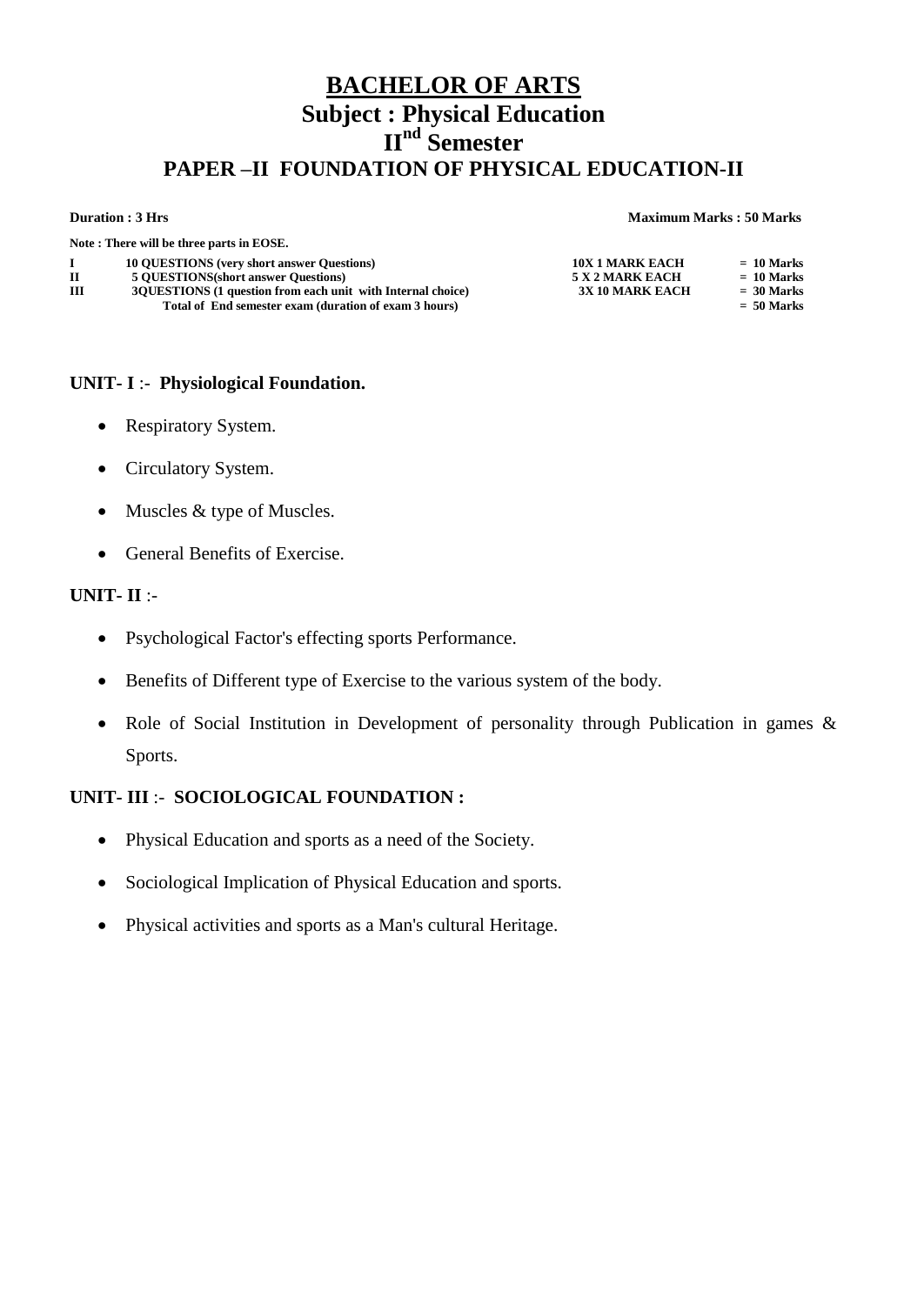# BACHELOR OF ARTS

## Subject : Physical Education

## II$^{nd}$ Semester

## PAPER –II FOUNDATION OF PHYSICAL EDUCATION-II

**Duration : 3 Hrs** **Maximum Marks : 50 Marks**

**Note : There will be three parts in EOSE.**

| | | | |
|---|---|---|---|
| **I** | **10 QUESTIONS (very short answer Questions)** | **10X 1 MARK EACH** | **= 10 Marks** |
| **II** | **5 QUESTIONS(short answer Questions)** | **5 X 2 MARK EACH** | **= 10 Marks** |
| **III** | **3QUESTIONS (1 question from each unit with Internal choice)** | **3X 10 MARK EACH** | **= 30 Marks** |
| | **Total of End semester exam (duration of exam 3 hours)** | | **= 50 Marks** |

**UNIT- I** :- **Physiological Foundation.**

- Respiratory System.
- Circulatory System.
- Muscles & type of Muscles.
- General Benefits of Exercise.

**UNIT- II** :-

- Psychological Factor's effecting sports Performance.
- Benefits of Different type of Exercise to the various system of the body.
- Role of Social Institution in Development of personality through Publication in games & Sports.

**UNIT- III** :- **SOCIOLOGICAL FOUNDATION :**

- Physical Education and sports as a need of the Society.
- Sociological Implication of Physical Education and sports.
- Physical activities and sports as a Man's cultural Heritage.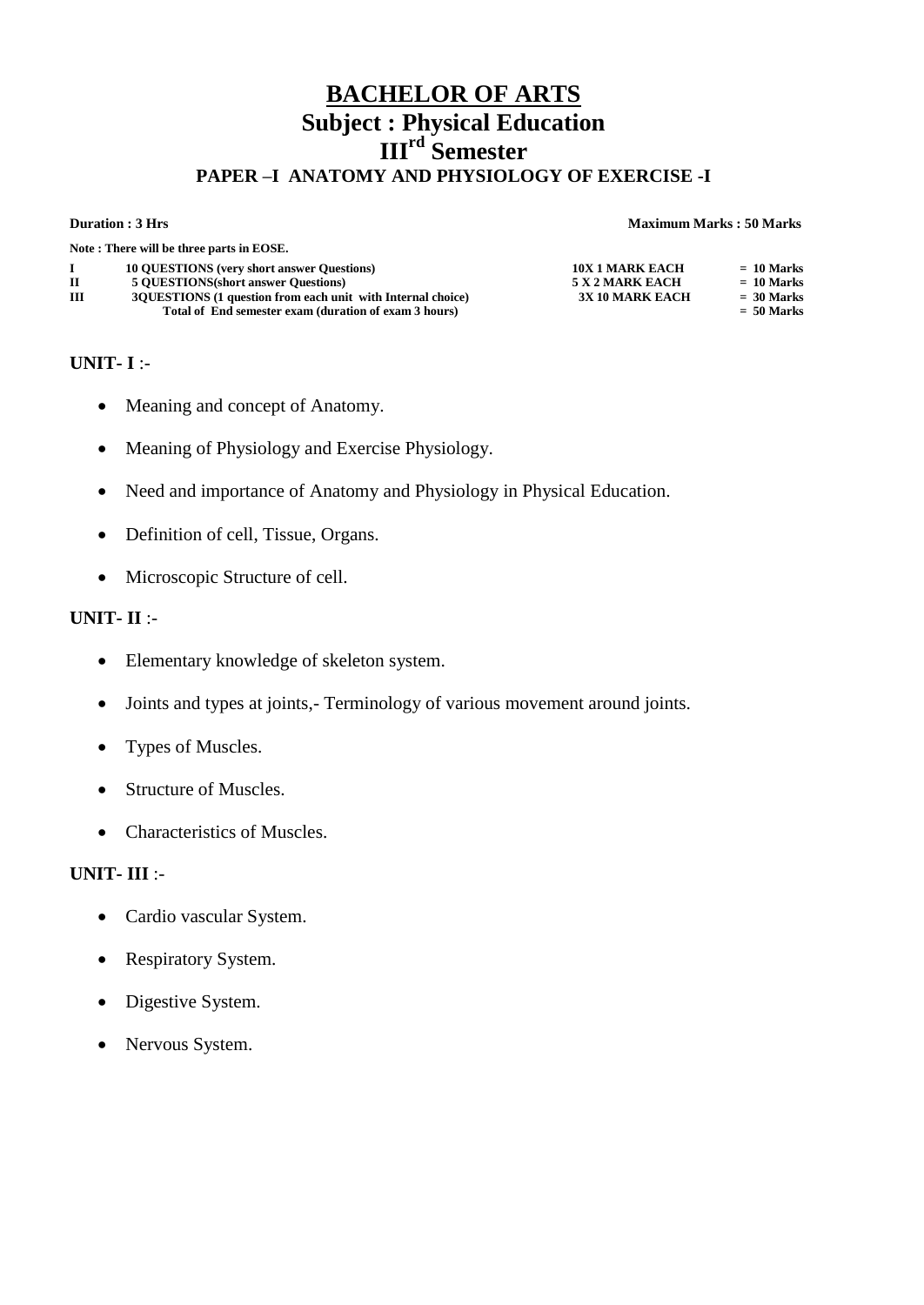# BACHELOR OF ARTS

## Subject : Physical Education

## III$^{rd}$ Semester

### PAPER –I ANATOMY AND PHYSIOLOGY OF EXERCISE -I

**Duration : 3 Hrs** **Maximum Marks : 50 Marks**

**Note : There will be three parts in EOSE.**

| | | | |
|---|---|---|---|
| **I** | **10 QUESTIONS (very short answer Questions)** | **10X 1 MARK EACH** | **= 10 Marks** |
| **II** | **5 QUESTIONS(short answer Questions)** | **5 X 2 MARK EACH** | **= 10 Marks** |
| **III** | **3QUESTIONS (1 question from each unit with Internal choice)** | **3X 10 MARK EACH** | **= 30 Marks** |
| | **Total of End semester exam (duration of exam 3 hours)** | | **= 50 Marks** |

**UNIT- I** :-

- Meaning and concept of Anatomy.
- Meaning of Physiology and Exercise Physiology.
- Need and importance of Anatomy and Physiology in Physical Education.
- Definition of cell, Tissue, Organs.
- Microscopic Structure of cell.

**UNIT- II** :-

- Elementary knowledge of skeleton system.
- Joints and types at joints,- Terminology of various movement around joints.
- Types of Muscles.
- Structure of Muscles.
- Characteristics of Muscles.

**UNIT- III** :-

- Cardio vascular System.
- Respiratory System.
- Digestive System.
- Nervous System.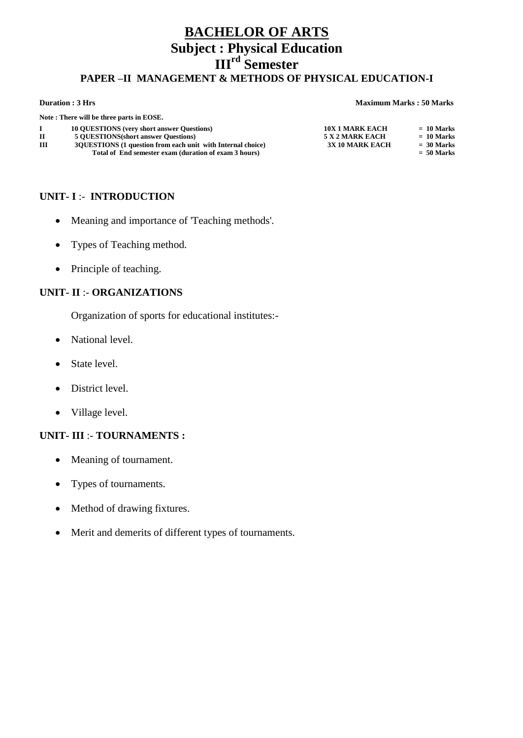# BACHELOR OF ARTS

## Subject : Physical Education

## III[rd] Semester

### PAPER –II MANAGEMENT & METHODS OF PHYSICAL EDUCATION-I

**Duration : 3 Hrs** **Maximum Marks : 50 Marks**

**Note : There will be three parts in EOSE.**

| | | | |
|---|---|---|---|
| **I** | **10 QUESTIONS (very short answer Questions)** | **10X 1 MARK EACH** | **= 10 Marks** |
| **II** | **5 QUESTIONS(short answer Questions)** | **5 X 2 MARK EACH** | **= 10 Marks** |
| **III** | **3QUESTIONS (1 question from each unit with Internal choice)** | **3X 10 MARK EACH** | **= 30 Marks** |
| | **Total of End semester exam (duration of exam 3 hours)** | | **= 50 Marks** |

**UNIT- I** :- **INTRODUCTION**

- Meaning and importance of 'Teaching methods'.
- Types of Teaching method.
- Principle of teaching.

**UNIT- II** :- **ORGANIZATIONS**

Organization of sports for educational institutes:-

- National level.
- State level.
- District level.
- Village level.

**UNIT- III** :- **TOURNAMENTS :**

- Meaning of tournament.
- Types of tournaments.
- Method of drawing fixtures.
- Merit and demerits of different types of tournaments.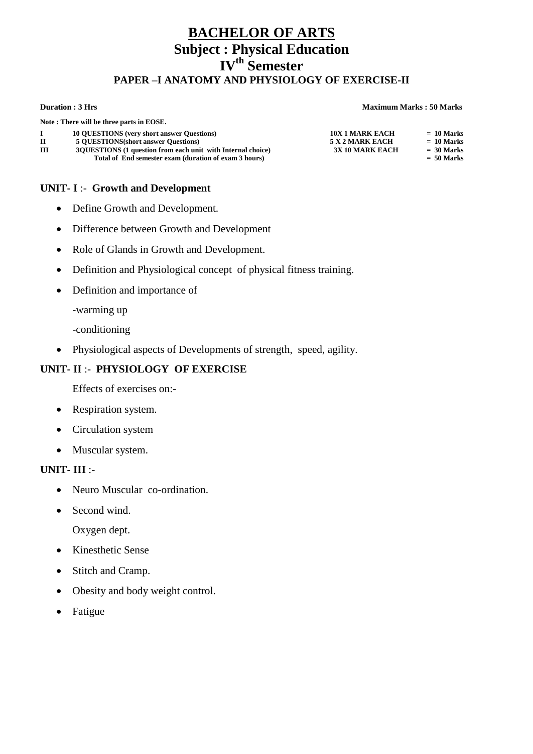# BACHELOR OF ARTS

## Subject : Physical Education

## IV$^{th}$ Semester

### PAPER –I ANATOMY AND PHYSIOLOGY OF EXERCISE-II

**Duration : 3 Hrs** **Maximum Marks : 50 Marks**

**Note : There will be three parts in EOSE.**

| | | | |
|---|---|---|---|
| **I** | **10 QUESTIONS (very short answer Questions)** | **10X 1 MARK EACH** | **= 10 Marks** |
| **II** | **5 QUESTIONS(short answer Questions)** | **5 X 2 MARK EACH** | **= 10 Marks** |
| **III** | **3QUESTIONS (1 question from each unit with Internal choice)** | **3X 10 MARK EACH** | **= 30 Marks** |
| | **Total of End semester exam (duration of exam 3 hours)** | | **= 50 Marks** |

**UNIT- I** :- **Growth and Development**

- Define Growth and Development.
- Difference between Growth and Development
- Role of Glands in Growth and Development.
- Definition and Physiological concept of physical fitness training.
- Definition and importance of

  -warming up

  -conditioning
- Physiological aspects of Developments of strength, speed, agility.

**UNIT- II** :- **PHYSIOLOGY OF EXERCISE**

Effects of exercises on:-

- Respiration system.
- Circulation system
- Muscular system.

**UNIT- III** :-

- Neuro Muscular co-ordination.
- Second wind.

  Oxygen dept.
- Kinesthetic Sense
- Stitch and Cramp.
- Obesity and body weight control.
- Fatigue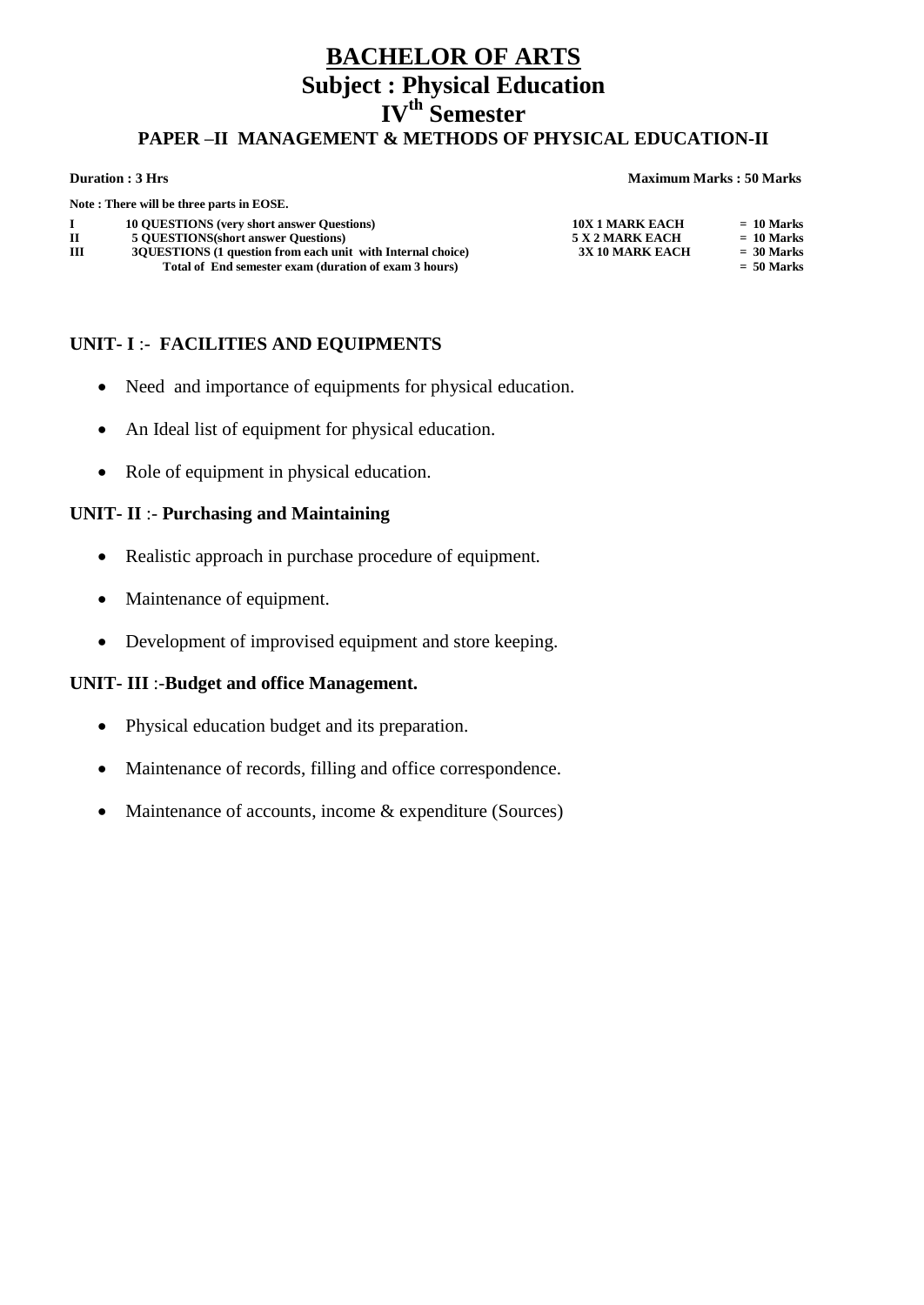# BACHELOR OF ARTS

## Subject : Physical Education

## IV$^{th}$ Semester

### PAPER –II MANAGEMENT & METHODS OF PHYSICAL EDUCATION-II

**Duration : 3 Hrs** **Maximum Marks : 50 Marks**

**Note : There will be three parts in EOSE.**

| | | | |
|---|---|---|---|
| **I** | **10 QUESTIONS (very short answer Questions)** | **10X 1 MARK EACH** | **= 10 Marks** |
| **II** | **5 QUESTIONS(short answer Questions)** | **5 X 2 MARK EACH** | **= 10 Marks** |
| **III** | **3QUESTIONS (1 question from each unit with Internal choice)** | **3X 10 MARK EACH** | **= 30 Marks** |
| | **Total of End semester exam (duration of exam 3 hours)** | | **= 50 Marks** |

**UNIT- I** :- **FACILITIES AND EQUIPMENTS**

- Need and importance of equipments for physical education.
- An Ideal list of equipment for physical education.
- Role of equipment in physical education.

**UNIT- II** :- **Purchasing and Maintaining**

- Realistic approach in purchase procedure of equipment.
- Maintenance of equipment.
- Development of improvised equipment and store keeping.

**UNIT- III** :-**Budget and office Management.**

- Physical education budget and its preparation.
- Maintenance of records, filling and office correspondence.
- Maintenance of accounts, income & expenditure (Sources)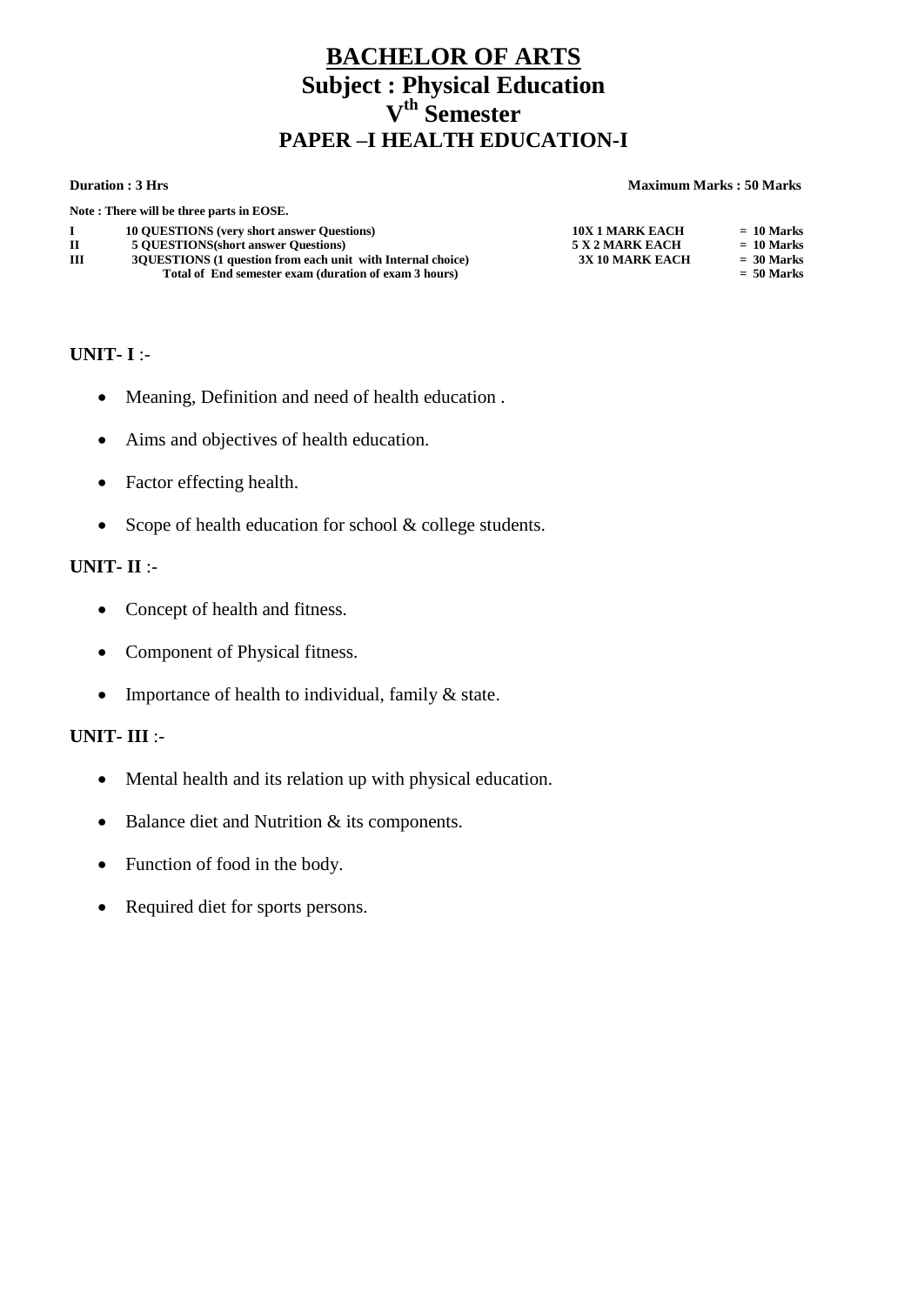# BACHELOR OF ARTS

## Subject : Physical Education

## $V^{th}$ Semester

## PAPER –I HEALTH EDUCATION-I

**Duration : 3 Hrs** **Maximum Marks : 50 Marks**

**Note : There will be three parts in EOSE.**

| | | | |
|---|---|---|---|
| **I** | **10 QUESTIONS (very short answer Questions)** | **10X 1 MARK EACH** | **= 10 Marks** |
| **II** | **5 QUESTIONS(short answer Questions)** | **5 X 2 MARK EACH** | **= 10 Marks** |
| **III** | **3QUESTIONS (1 question from each unit with Internal choice)** | **3X 10 MARK EACH** | **= 30 Marks** |
| | **Total of End semester exam (duration of exam 3 hours)** | | **= 50 Marks** |

**UNIT- I** :-

- Meaning, Definition and need of health education .
- Aims and objectives of health education.
- Factor effecting health.
- Scope of health education for school & college students.

**UNIT- II** :-

- Concept of health and fitness.
- Component of Physical fitness.
- Importance of health to individual, family & state.

**UNIT- III** :-

- Mental health and its relation up with physical education.
- Balance diet and Nutrition & its components.
- Function of food in the body.
- Required diet for sports persons.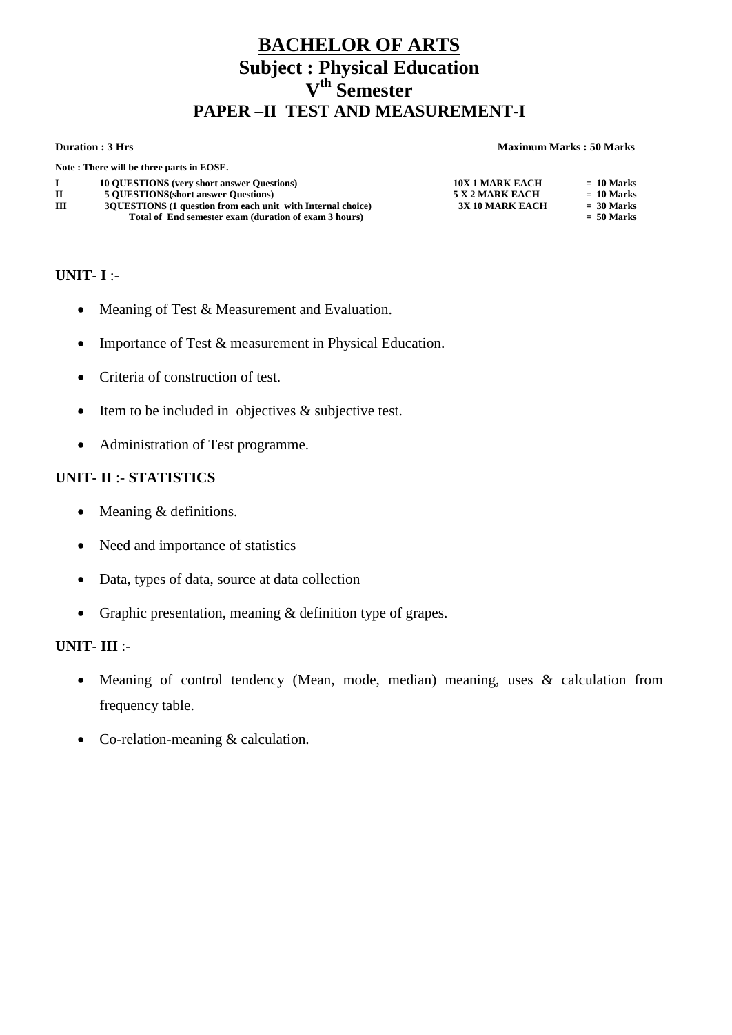# BACHELOR OF ARTS

## Subject : Physical Education

## V$^{th}$ Semester

## PAPER –II TEST AND MEASUREMENT-I

**Duration : 3 Hrs** **Maximum Marks : 50 Marks**

**Note : There will be three parts in EOSE.**

| | | | |
|---|---|---|---|
| **I** | **10 QUESTIONS (very short answer Questions)** | **10X 1 MARK EACH** | **= 10 Marks** |
| **II** | **5 QUESTIONS(short answer Questions)** | **5 X 2 MARK EACH** | **= 10 Marks** |
| **III** | **3QUESTIONS (1 question from each unit with Internal choice)** | **3X 10 MARK EACH** | **= 30 Marks** |
| | **Total of End semester exam (duration of exam 3 hours)** | | **= 50 Marks** |

**UNIT- I** :-

- Meaning of Test & Measurement and Evaluation.
- Importance of Test & measurement in Physical Education.
- Criteria of construction of test.
- Item to be included in objectives & subjective test.
- Administration of Test programme.

**UNIT- II** :- **STATISTICS**

- Meaning & definitions.
- Need and importance of statistics
- Data, types of data, source at data collection
- Graphic presentation, meaning & definition type of grapes.

**UNIT- III** :-

- Meaning of control tendency (Mean, mode, median) meaning, uses & calculation from frequency table.
- Co-relation-meaning & calculation.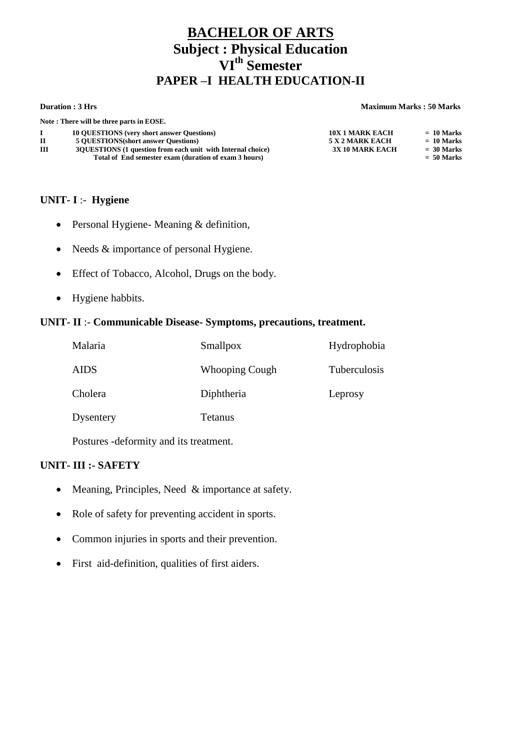# BACHELOR OF ARTS

## Subject : Physical Education

## VI$^{th}$ Semester

## PAPER –I HEALTH EDUCATION-II

**Duration : 3 Hrs** **Maximum Marks : 50 Marks**

**Note : There will be three parts in EOSE.**

| | | | |
|---|---|---|---|
| **I** | **10 QUESTIONS (very short answer Questions)** | **10X 1 MARK EACH** | **= 10 Marks** |
| **II** | **5 QUESTIONS(short answer Questions)** | **5 X 2 MARK EACH** | **= 10 Marks** |
| **III** | **3QUESTIONS (1 question from each unit with Internal choice)** | **3X 10 MARK EACH** | **= 30 Marks** |
| | **Total of End semester exam (duration of exam 3 hours)** | | **= 50 Marks** |

**UNIT- I** :- **Hygiene**

- Personal Hygiene- Meaning & definition,
- Needs & importance of personal Hygiene.
- Effect of Tobacco, Alcohol, Drugs on the body.
- Hygiene habbits.

**UNIT- II** :- **Communicable Disease- Symptoms, precautions, treatment.**

| | | |
|---|---|---|
| Malaria | Smallpox | Hydrophobia |
| AIDS | Whooping Cough | Tuberculosis |
| Cholera | Diphtheria | Leprosy |
| Dysentery | Tetanus | |

Postures -deformity and its treatment.

**UNIT- III :- SAFETY**

- Meaning, Principles, Need & importance at safety.
- Role of safety for preventing accident in sports.
- Common injuries in sports and their prevention.
- First aid-definition, qualities of first aiders.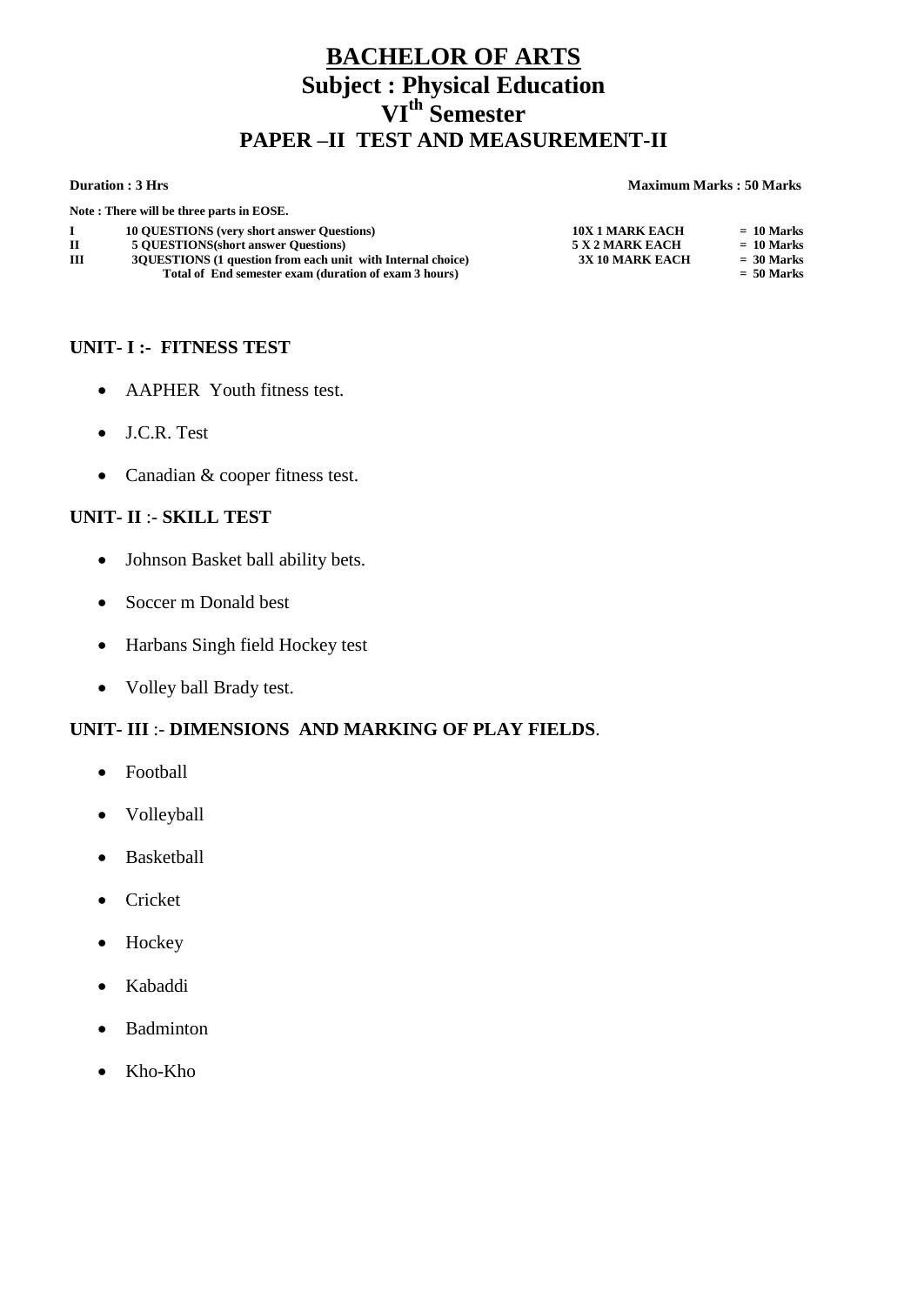# BACHELOR OF ARTS

## Subject : Physical Education

## VI$^{th}$ Semester

## PAPER –II TEST AND MEASUREMENT-II

**Duration : 3 Hrs** **Maximum Marks : 50 Marks**

**Note : There will be three parts in EOSE.**

| | | | |
|---|---|---|---|
| **I** | **10 QUESTIONS (very short answer Questions)** | **10X 1 MARK EACH** | **= 10 Marks** |
| **II** | **5 QUESTIONS(short answer Questions)** | **5 X 2 MARK EACH** | **= 10 Marks** |
| **III** | **3QUESTIONS (1 question from each unit with Internal choice)** | **3X 10 MARK EACH** | **= 30 Marks** |
| | **Total of End semester exam (duration of exam 3 hours)** | | **= 50 Marks** |

### UNIT- I :- FITNESS TEST

- AAPHER Youth fitness test.
- J.C.R. Test
- Canadian & cooper fitness test.

### UNIT- II :- SKILL TEST

- Johnson Basket ball ability bets.
- Soccer m Donald best
- Harbans Singh field Hockey test
- Volley ball Brady test.

### UNIT- III :- DIMENSIONS AND MARKING OF PLAY FIELDS.

- Football
- Volleyball
- Basketball
- Cricket
- Hockey
- Kabaddi
- Badminton
- Kho-Kho